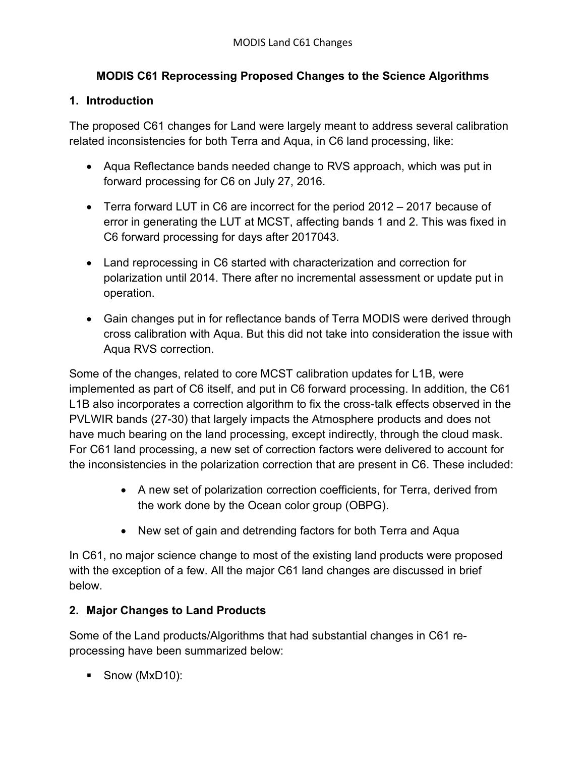**MODIS C61 Reprocessing Proposed Changes to the Science Algorithms**

## 1. Introduction

The proposed C61 changes for Land were largely meant to address several calibration related inconsistencies for both Terra and Aqua, in C6 land processing, like:

- Aqua Reflectance bands needed change to RVS approach, which was put in forward processing for C6 on July 27, 2016.
- Terra forward LUT in C6 are incorrect for the period 2012 – 2017 because of error in generating the LUT at MCST, affecting bands 1 and 2. This was fixed in C6 forward processing for days after 2017043.
- Land reprocessing in C6 started with characterization and correction for polarization until 2014. There after no incremental assessment or update put in operation.
- Gain changes put in for reflectance bands of Terra MODIS were derived through cross calibration with Aqua. But this did not take into consideration the issue with Aqua RVS correction.

Some of the changes, related to core MCST calibration updates for L1B, were implemented as part of C6 itself, and put in C6 forward processing. In addition, the C61 L1B also incorporates a correction algorithm to fix the cross-talk effects observed in the PVLWIR bands (27-30) that largely impacts the Atmosphere products and does not have much bearing on the land processing, except indirectly, through the cloud mask. For C61 land processing, a new set of correction factors were delivered to account for the inconsistencies in the polarization correction that are present in C6. These included:

- A new set of polarization correction coefficients, for Terra, derived from the work done by the Ocean color group (OBPG).
- New set of gain and detrending factors for both Terra and Aqua

In C61, no major science change to most of the existing land products were proposed with the exception of a few. All the major C61 land changes are discussed in brief below.

## 2. Major Changes to Land Products

Some of the Land products/Algorithms that had substantial changes in C61 re-processing have been summarized below:

- Snow (MxD10):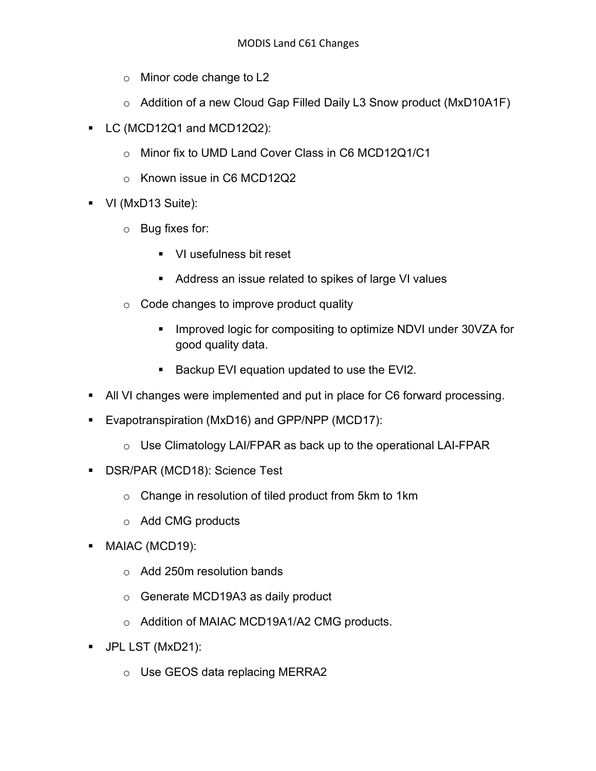- Minor code change to L2
  - Addition of a new Cloud Gap Filled Daily L3 Snow product (MxD10A1F)
- LC (MCD12Q1 and MCD12Q2):
  - Minor fix to UMD Land Cover Class in C6 MCD12Q1/C1
  - Known issue in C6 MCD12Q2
- VI (MxD13 Suite):
  - Bug fixes for:
    - VI usefulness bit reset
    - Address an issue related to spikes of large VI values
  - Code changes to improve product quality
    - Improved logic for compositing to optimize NDVI under 30VZA for good quality data.
    - Backup EVI equation updated to use the EVI2.
- All VI changes were implemented and put in place for C6 forward processing.
- Evapotranspiration (MxD16) and GPP/NPP (MCD17):
  - Use Climatology LAI/FPAR as back up to the operational LAI-FPAR
- DSR/PAR (MCD18): Science Test
  - Change in resolution of tiled product from 5km to 1km
  - Add CMG products
- MAIAC (MCD19):
  - Add 250m resolution bands
  - Generate MCD19A3 as daily product
  - Addition of MAIAC MCD19A1/A2 CMG products.
- JPL LST (MxD21):
  - Use GEOS data replacing MERRA2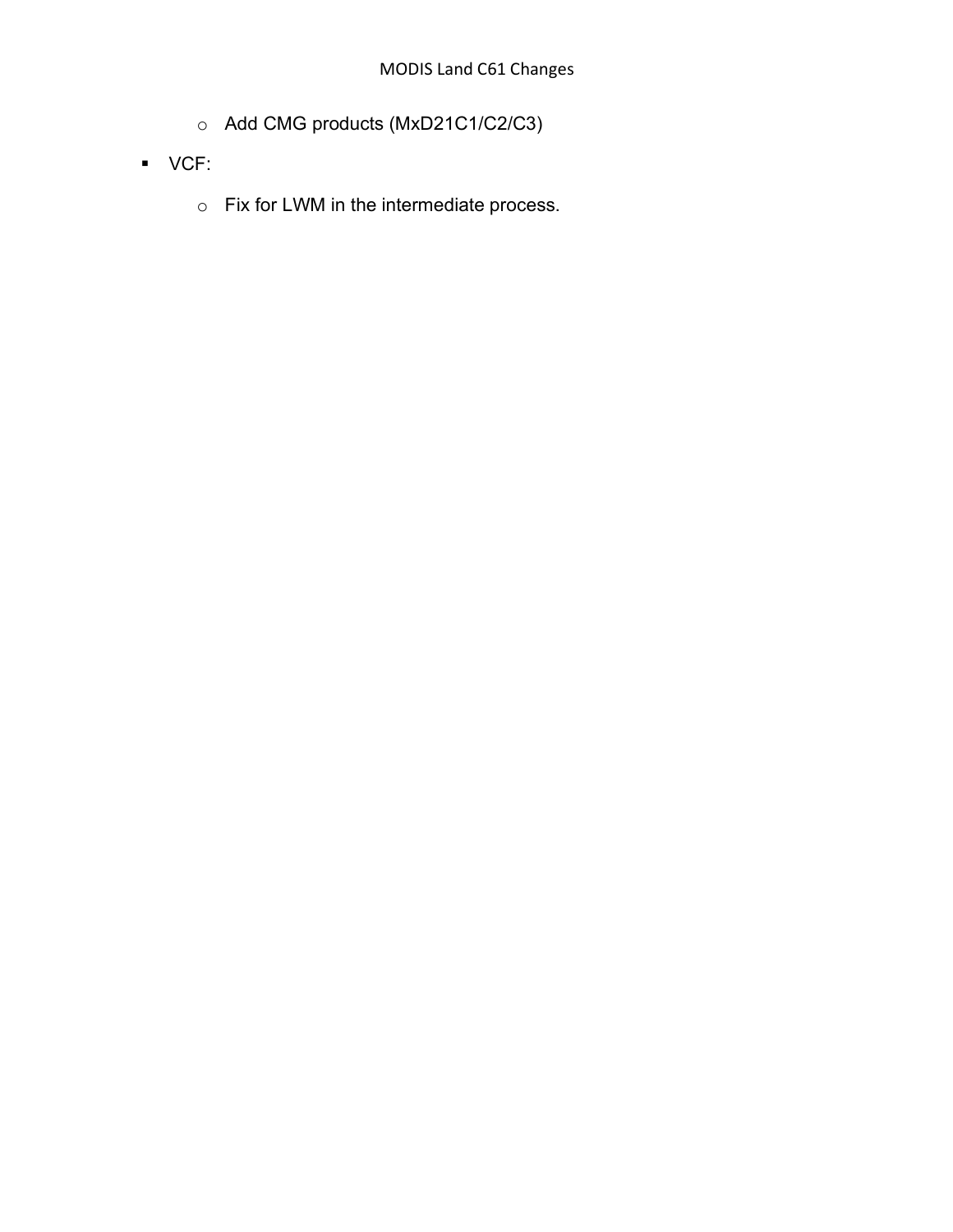- Add CMG products (MxD21C1/C2/C3)

- VCF:
  - Fix for LWM in the intermediate process.